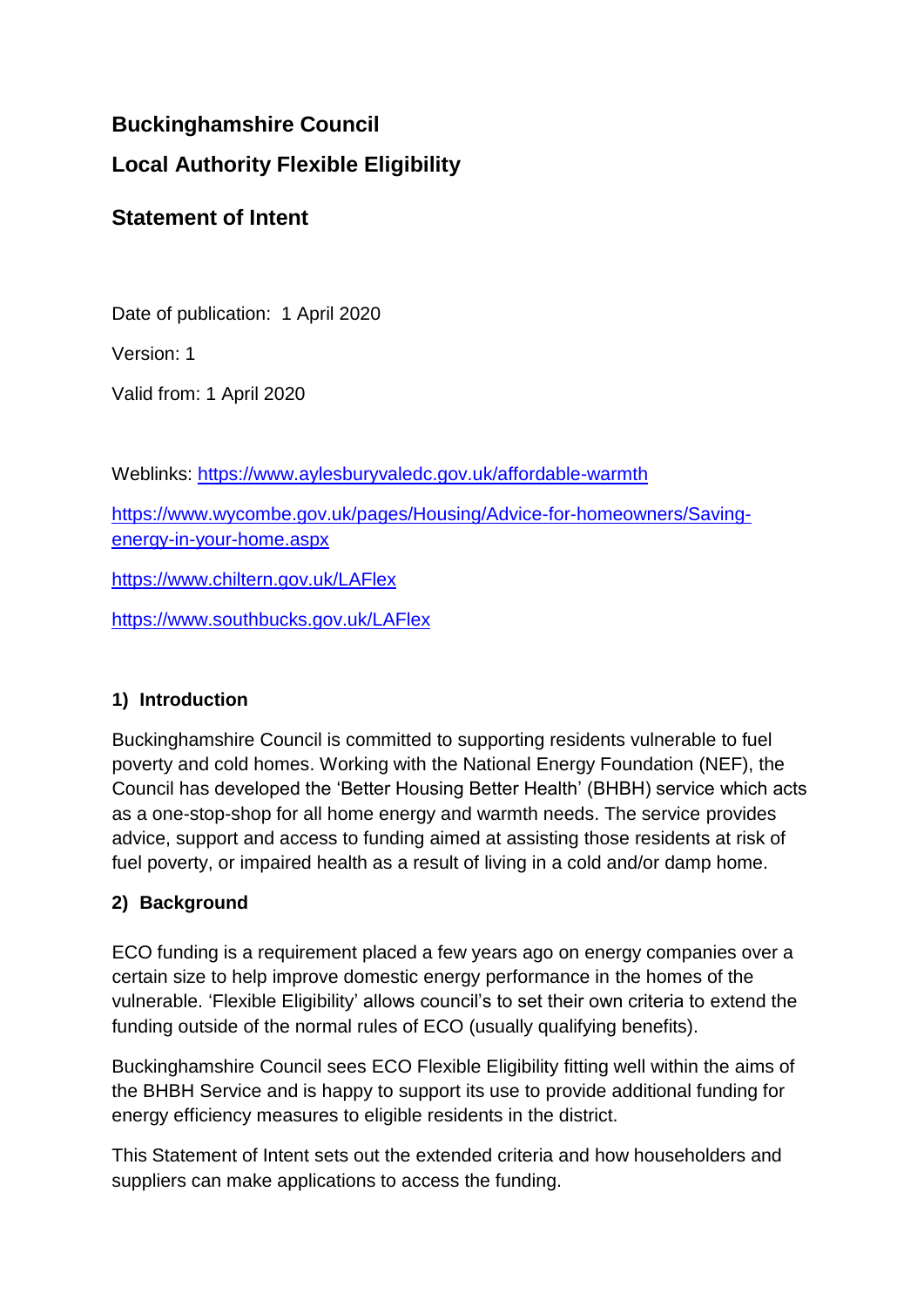# Buckinghamshire Council

# Local Authority Flexible Eligibility

## Statement of Intent

Date of publication: 1 April 2020

Version: 1

Valid from: 1 April 2020

Weblinks: [https://www.aylesburyvaledc.gov.uk/affordable-warmth](https://www.aylesburyvaledc.gov.uk/affordable-warmth)

[https://www.wycombe.gov.uk/pages/Housing/Advice-for-homeowners/Saving-energy-in-your-home.aspx](https://www.wycombe.gov.uk/pages/Housing/Advice-for-homeowners/Saving-energy-in-your-home.aspx)

[https://www.chiltern.gov.uk/LAFlex](https://www.chiltern.gov.uk/LAFlex)

[https://www.southbucks.gov.uk/LAFlex](https://www.southbucks.gov.uk/LAFlex)

### 1) Introduction

Buckinghamshire Council is committed to supporting residents vulnerable to fuel poverty and cold homes. Working with the National Energy Foundation (NEF), the Council has developed the 'Better Housing Better Health' (BHBH) service which acts as a one-stop-shop for all home energy and warmth needs. The service provides advice, support and access to funding aimed at assisting those residents at risk of fuel poverty, or impaired health as a result of living in a cold and/or damp home.

### 2) Background

ECO funding is a requirement placed a few years ago on energy companies over a certain size to help improve domestic energy performance in the homes of the vulnerable. 'Flexible Eligibility' allows council's to set their own criteria to extend the funding outside of the normal rules of ECO (usually qualifying benefits).

Buckinghamshire Council sees ECO Flexible Eligibility fitting well within the aims of the BHBH Service and is happy to support its use to provide additional funding for energy efficiency measures to eligible residents in the district.

This Statement of Intent sets out the extended criteria and how householders and suppliers can make applications to access the funding.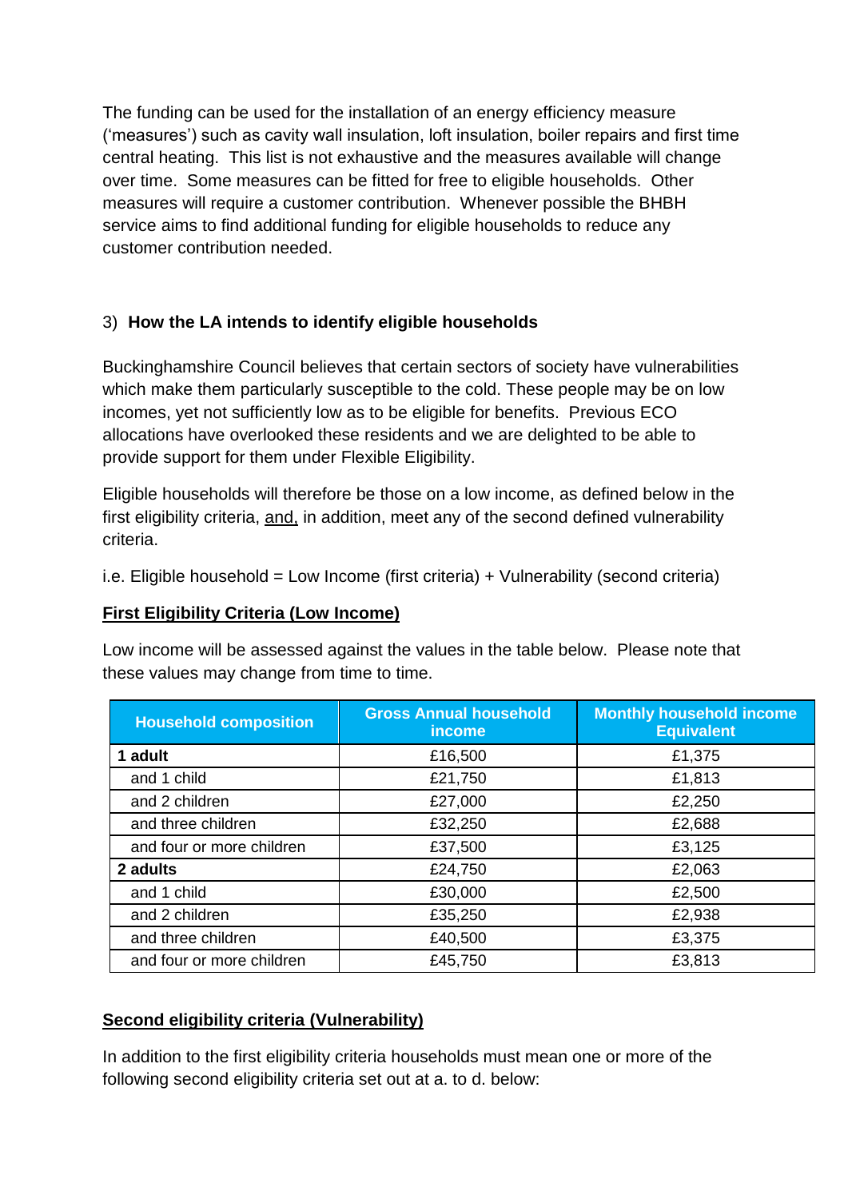The funding can be used for the installation of an energy efficiency measure ('measures') such as cavity wall insulation, loft insulation, boiler repairs and first time central heating. This list is not exhaustive and the measures available will change over time. Some measures can be fitted for free to eligible households. Other measures will require a customer contribution. Whenever possible the BHBH service aims to find additional funding for eligible households to reduce any customer contribution needed.

### 3) **How the LA intends to identify eligible households**

Buckinghamshire Council believes that certain sectors of society have vulnerabilities which make them particularly susceptible to the cold. These people may be on low incomes, yet not sufficiently low as to be eligible for benefits. Previous ECO allocations have overlooked these residents and we are delighted to be able to provide support for them under Flexible Eligibility.

Eligible households will therefore be those on a low income, as defined below in the first eligibility criteria, <u>and,</u> in addition, meet any of the second defined vulnerability criteria.

i.e. Eligible household = Low Income (first criteria) + Vulnerability (second criteria)

**<u>First Eligibility Criteria (Low Income)</u>**

Low income will be assessed against the values in the table below. Please note that these values may change from time to time.

| Household composition | Gross Annual household income | Monthly household income Equivalent |
|---|---|---|
| **1 adult** | £16,500 | £1,375 |
| and 1 child | £21,750 | £1,813 |
| and 2 children | £27,000 | £2,250 |
| and three children | £32,250 | £2,688 |
| and four or more children | £37,500 | £3,125 |
| **2 adults** | £24,750 | £2,063 |
| and 1 child | £30,000 | £2,500 |
| and 2 children | £35,250 | £2,938 |
| and three children | £40,500 | £3,375 |
| and four or more children | £45,750 | £3,813 |

**<u>Second eligibility criteria (Vulnerability)</u>**

In addition to the first eligibility criteria households must mean one or more of the following second eligibility criteria set out at a. to d. below: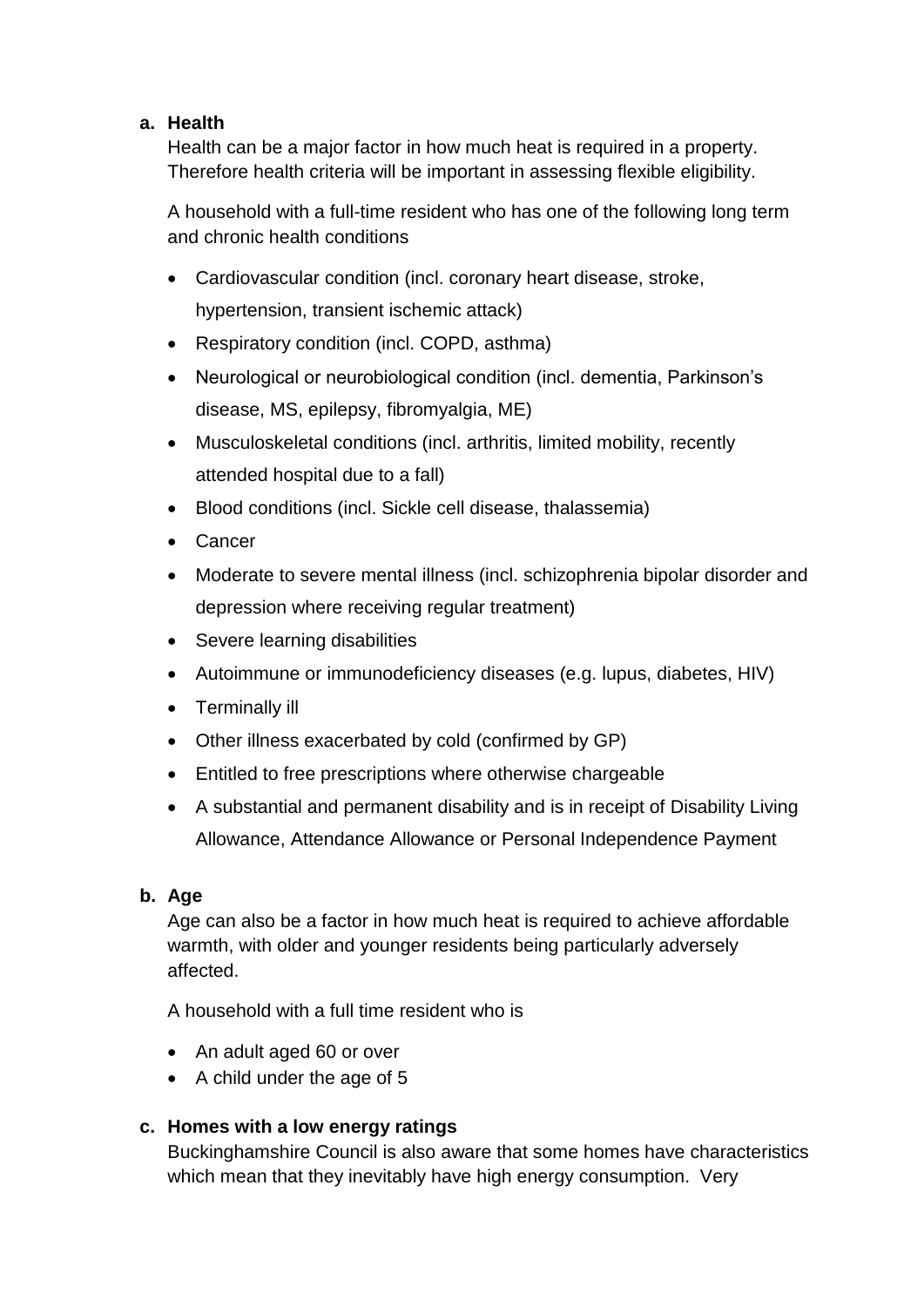**a. Health**

Health can be a major factor in how much heat is required in a property. Therefore health criteria will be important in assessing flexible eligibility.

A household with a full-time resident who has one of the following long term and chronic health conditions

- Cardiovascular condition (incl. coronary heart disease, stroke, hypertension, transient ischemic attack)
- Respiratory condition (incl. COPD, asthma)
- Neurological or neurobiological condition (incl. dementia, Parkinson's disease, MS, epilepsy, fibromyalgia, ME)
- Musculoskeletal conditions (incl. arthritis, limited mobility, recently attended hospital due to a fall)
- Blood conditions (incl. Sickle cell disease, thalassemia)
- Cancer
- Moderate to severe mental illness (incl. schizophrenia bipolar disorder and depression where receiving regular treatment)
- Severe learning disabilities
- Autoimmune or immunodeficiency diseases (e.g. lupus, diabetes, HIV)
- Terminally ill
- Other illness exacerbated by cold (confirmed by GP)
- Entitled to free prescriptions where otherwise chargeable
- A substantial and permanent disability and is in receipt of Disability Living Allowance, Attendance Allowance or Personal Independence Payment

**b. Age**

Age can also be a factor in how much heat is required to achieve affordable warmth, with older and younger residents being particularly adversely affected.

A household with a full time resident who is

- An adult aged 60 or over
- A child under the age of 5

**c. Homes with a low energy ratings**

Buckinghamshire Council is also aware that some homes have characteristics which mean that they inevitably have high energy consumption. Very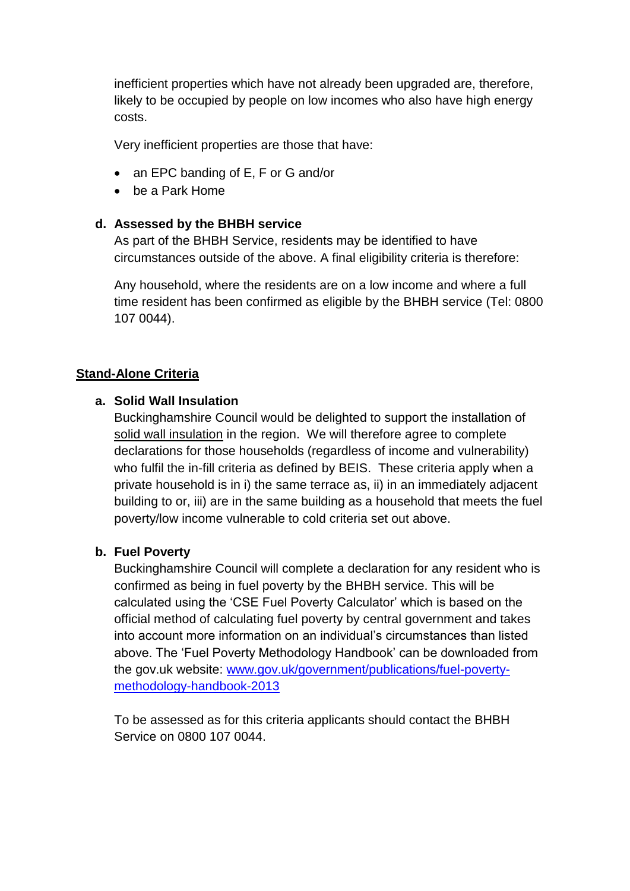inefficient properties which have not already been upgraded are, therefore, likely to be occupied by people on low incomes who also have high energy costs.

Very inefficient properties are those that have:

- an EPC banding of E, F or G and/or
- be a Park Home

**d. Assessed by the BHBH service**

As part of the BHBH Service, residents may be identified to have circumstances outside of the above. A final eligibility criteria is therefore:

Any household, where the residents are on a low income and where a full time resident has been confirmed as eligible by the BHBH service (Tel: 0800 107 0044).

## Stand-Alone Criteria

**a. Solid Wall Insulation**

Buckinghamshire Council would be delighted to support the installation of solid wall insulation in the region. We will therefore agree to complete declarations for those households (regardless of income and vulnerability) who fulfil the in-fill criteria as defined by BEIS. These criteria apply when a private household is in i) the same terrace as, ii) in an immediately adjacent building to or, iii) are in the same building as a household that meets the fuel poverty/low income vulnerable to cold criteria set out above.

**b. Fuel Poverty**

Buckinghamshire Council will complete a declaration for any resident who is confirmed as being in fuel poverty by the BHBH service. This will be calculated using the 'CSE Fuel Poverty Calculator' which is based on the official method of calculating fuel poverty by central government and takes into account more information on an individual's circumstances than listed above. The 'Fuel Poverty Methodology Handbook' can be downloaded from the gov.uk website: [www.gov.uk/government/publications/fuel-poverty-methodology-handbook-2013](www.gov.uk/government/publications/fuel-poverty-methodology-handbook-2013)

To be assessed as for this criteria applicants should contact the BHBH Service on 0800 107 0044.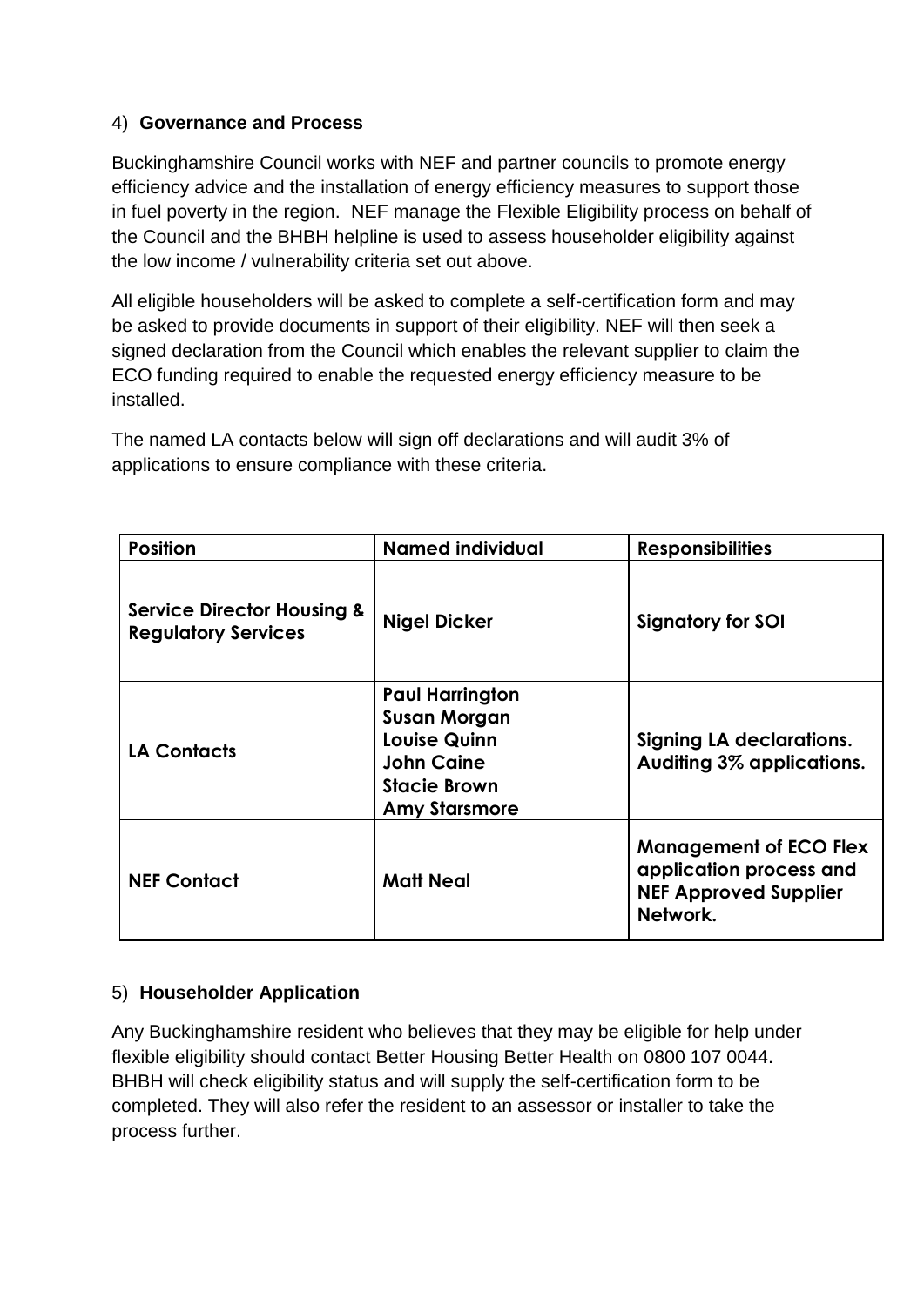## 4) Governance and Process

Buckinghamshire Council works with NEF and partner councils to promote energy efficiency advice and the installation of energy efficiency measures to support those in fuel poverty in the region. NEF manage the Flexible Eligibility process on behalf of the Council and the BHBH helpline is used to assess householder eligibility against the low income / vulnerability criteria set out above.

All eligible householders will be asked to complete a self-certification form and may be asked to provide documents in support of their eligibility. NEF will then seek a signed declaration from the Council which enables the relevant supplier to claim the ECO funding required to enable the requested energy efficiency measure to be installed.

The named LA contacts below will sign off declarations and will audit 3% of applications to ensure compliance with these criteria.

| Position | Named individual | Responsibilities |
| --- | --- | --- |
| **Service Director Housing & Regulatory Services** | **Nigel Dicker** | **Signatory for SOI** |
| **LA Contacts** | **Paul Harrington**<br>**Susan Morgan**<br>**Louise Quinn**<br>**John Caine**<br>**Stacie Brown**<br>**Amy Starsmore** | **Signing LA declarations. Auditing 3% applications.** |
| **NEF Contact** | **Matt Neal** | **Management of ECO Flex application process and NEF Approved Supplier Network.** |

## 5) Householder Application

Any Buckinghamshire resident who believes that they may be eligible for help under flexible eligibility should contact Better Housing Better Health on 0800 107 0044. BHBH will check eligibility status and will supply the self-certification form to be completed. They will also refer the resident to an assessor or installer to take the process further.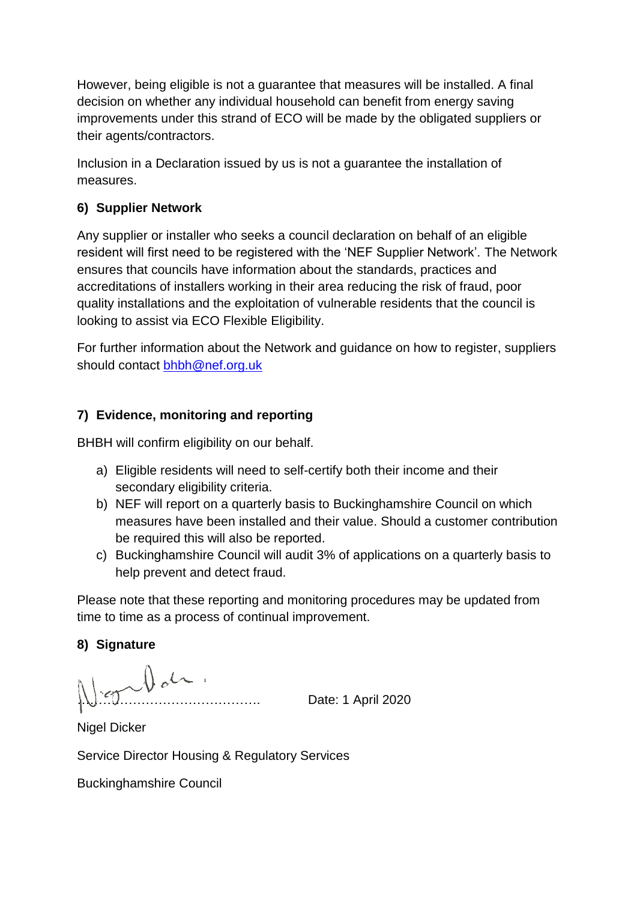However, being eligible is not a guarantee that measures will be installed. A final decision on whether any individual household can benefit from energy saving improvements under this strand of ECO will be made by the obligated suppliers or their agents/contractors.

Inclusion in a Declaration issued by us is not a guarantee the installation of measures.

## 6) Supplier Network

Any supplier or installer who seeks a council declaration on behalf of an eligible resident will first need to be registered with the 'NEF Supplier Network'. The Network ensures that councils have information about the standards, practices and accreditations of installers working in their area reducing the risk of fraud, poor quality installations and the exploitation of vulnerable residents that the council is looking to assist via ECO Flexible Eligibility.

For further information about the Network and guidance on how to register, suppliers should contact bhbh@nef.org.uk

## 7) Evidence, monitoring and reporting

BHBH will confirm eligibility on our behalf.

a) Eligible residents will need to self-certify both their income and their secondary eligibility criteria.
b) NEF will report on a quarterly basis to Buckinghamshire Council on which measures have been installed and their value. Should a customer contribution be required this will also be reported.
c) Buckinghamshire Council will audit 3% of applications on a quarterly basis to help prevent and detect fraud.

Please note that these reporting and monitoring procedures may be updated from time to time as a process of continual improvement.

## 8) Signature

……………………………………… Date: 1 April 2020

Nigel Dicker

Service Director Housing & Regulatory Services

Buckinghamshire Council